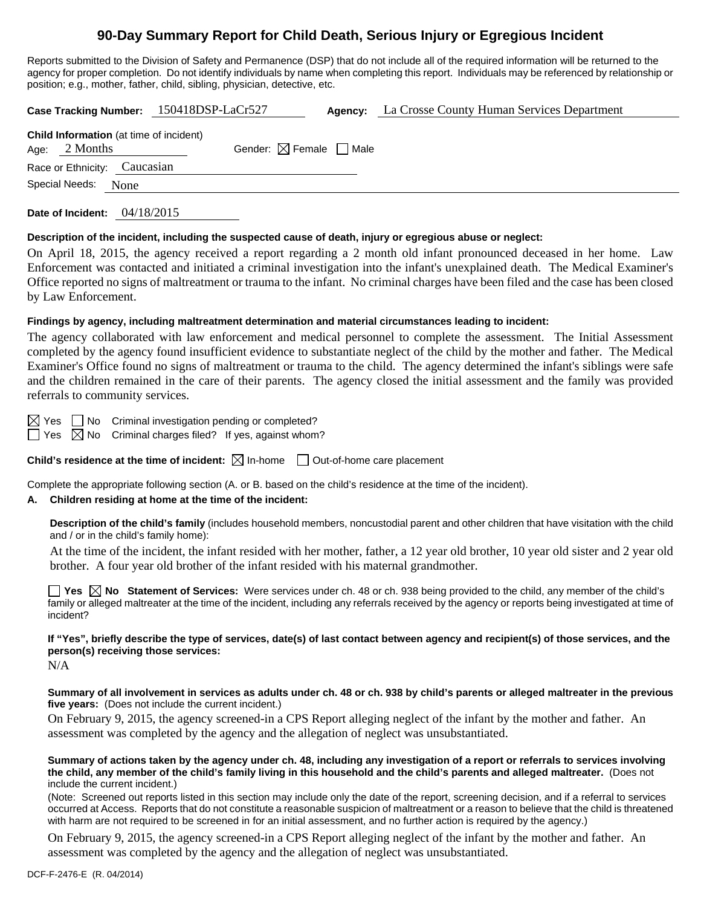# 90-Day Summary Report for Child Death, Serious Injury or Egregious Incident

Reports submitted to the Division of Safety and Permanence (DSP) that do not include all of the required information will be returned to the agency for proper completion. Do not identify individuals by name when completing this report. Individuals may be referenced by relationship or position; e.g., mother, father, child, sibling, physician, detective, etc.

**Case Tracking Number:** 150418DSP-LaCr527 **Agency:** La Crosse County Human Services Department

**Child Information** (at time of incident)
Age: 2 Months Gender: ☒ Female ☐ Male
Race or Ethnicity: Caucasian
Special Needs: None

**Date of Incident:** 04/18/2015

**Description of the incident, including the suspected cause of death, injury or egregious abuse or neglect:**

On April 18, 2015, the agency received a report regarding a 2 month old infant pronounced deceased in her home. Law Enforcement was contacted and initiated a criminal investigation into the infant's unexplained death. The Medical Examiner's Office reported no signs of maltreatment or trauma to the infant. No criminal charges have been filed and the case has been closed by Law Enforcement.

**Findings by agency, including maltreatment determination and material circumstances leading to incident:**

The agency collaborated with law enforcement and medical personnel to complete the assessment. The Initial Assessment completed by the agency found insufficient evidence to substantiate neglect of the child by the mother and father. The Medical Examiner's Office found no signs of maltreatment or trauma to the child. The agency determined the infant's siblings were safe and the children remained in the care of their parents. The agency closed the initial assessment and the family was provided referrals to community services.

☒ Yes ☐ No Criminal investigation pending or completed?
☐ Yes ☒ No Criminal charges filed? If yes, against whom?

**Child's residence at the time of incident:** ☒ In-home ☐ Out-of-home care placement

Complete the appropriate following section (A. or B. based on the child's residence at the time of the incident).

**A. Children residing at home at the time of the incident:**

**Description of the child's family** (includes household members, noncustodial parent and other children that have visitation with the child and / or in the child's family home):

At the time of the incident, the infant resided with her mother, father, a 12 year old brother, 10 year old sister and 2 year old brother. A four year old brother of the infant resided with his maternal grandmother.

☐ **Yes** ☒ **No Statement of Services:** Were services under ch. 48 or ch. 938 being provided to the child, any member of the child's family or alleged maltreater at the time of the incident, including any referrals received by the agency or reports being investigated at time of incident?

**If "Yes", briefly describe the type of services, date(s) of last contact between agency and recipient(s) of those services, and the person(s) receiving those services:**

N/A

**Summary of all involvement in services as adults under ch. 48 or ch. 938 by child's parents or alleged maltreater in the previous five years:** (Does not include the current incident.)

On February 9, 2015, the agency screened-in a CPS Report alleging neglect of the infant by the mother and father. An assessment was completed by the agency and the allegation of neglect was unsubstantiated.

**Summary of actions taken by the agency under ch. 48, including any investigation of a report or referrals to services involving the child, any member of the child's family living in this household and the child's parents and alleged maltreater.** (Does not include the current incident.)

(Note: Screened out reports listed in this section may include only the date of the report, screening decision, and if a referral to services occurred at Access. Reports that do not constitute a reasonable suspicion of maltreatment or a reason to believe that the child is threatened with harm are not required to be screened in for an initial assessment, and no further action is required by the agency.)

On February 9, 2015, the agency screened-in a CPS Report alleging neglect of the infant by the mother and father. An assessment was completed by the agency and the allegation of neglect was unsubstantiated.

DCF-F-2476-E (R. 04/2014)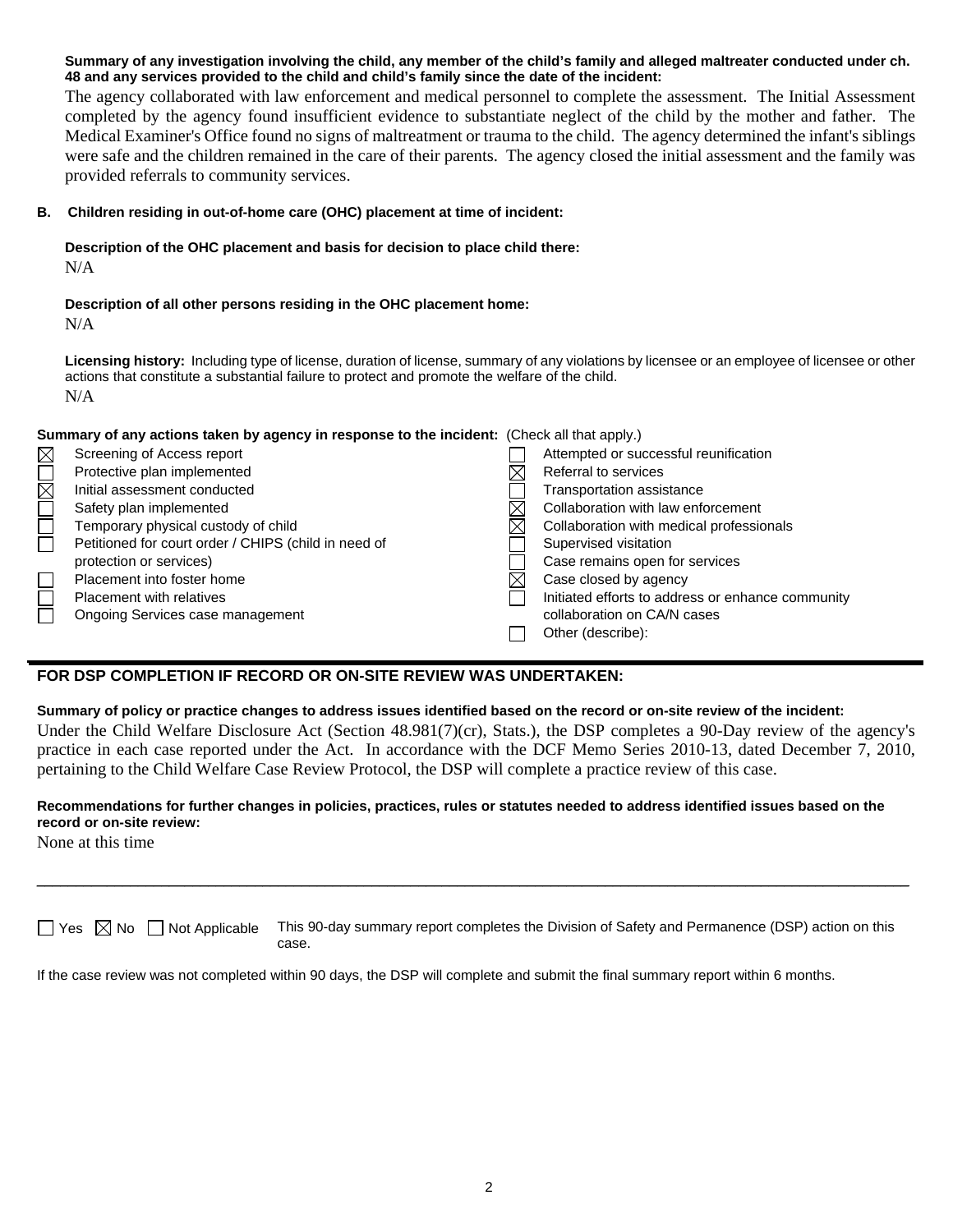**Summary of any investigation involving the child, any member of the child's family and alleged maltreater conducted under ch. 48 and any services provided to the child and child's family since the date of the incident:**

The agency collaborated with law enforcement and medical personnel to complete the assessment. The Initial Assessment completed by the agency found insufficient evidence to substantiate neglect of the child by the mother and father. The Medical Examiner's Office found no signs of maltreatment or trauma to the child. The agency determined the infant's siblings were safe and the children remained in the care of their parents. The agency closed the initial assessment and the family was provided referrals to community services.

**B. Children residing in out-of-home care (OHC) placement at time of incident:**

**Description of the OHC placement and basis for decision to place child there:**

N/A

**Description of all other persons residing in the OHC placement home:**

N/A

**Licensing history:** Including type of license, duration of license, summary of any violations by licensee or an employee of licensee or other actions that constitute a substantial failure to protect and promote the welfare of the child.

N/A

**Summary of any actions taken by agency in response to the incident:** (Check all that apply.)

- ☒ Screening of Access report
- ☐ Protective plan implemented
- ☒ Initial assessment conducted
- ☐ Safety plan implemented
- ☐ Temporary physical custody of child
- ☐ Petitioned for court order / CHIPS (child in need of protection or services)
- ☐ Placement into foster home
- ☐ Placement with relatives
- ☐ Ongoing Services case management
- ☐ Attempted or successful reunification
- ☒ Referral to services
- ☐ Transportation assistance
- ☒ Collaboration with law enforcement
- ☒ Collaboration with medical professionals
- ☐ Supervised visitation
- ☐ Case remains open for services
- ☒ Case closed by agency
- ☐ Initiated efforts to address or enhance community collaboration on CA/N cases
- ☐ Other (describe):

## FOR DSP COMPLETION IF RECORD OR ON-SITE REVIEW WAS UNDERTAKEN:

**Summary of policy or practice changes to address issues identified based on the record or on-site review of the incident:**

Under the Child Welfare Disclosure Act (Section 48.981(7)(cr), Stats.), the DSP completes a 90-Day review of the agency's practice in each case reported under the Act. In accordance with the DCF Memo Series 2010-13, dated December 7, 2010, pertaining to the Child Welfare Case Review Protocol, the DSP will complete a practice review of this case.

**Recommendations for further changes in policies, practices, rules or statutes needed to address identified issues based on the record or on-site review:**

None at this time

---

☐ Yes ☒ No ☐ Not Applicable This 90-day summary report completes the Division of Safety and Permanence (DSP) action on this case.

If the case review was not completed within 90 days, the DSP will complete and submit the final summary report within 6 months.